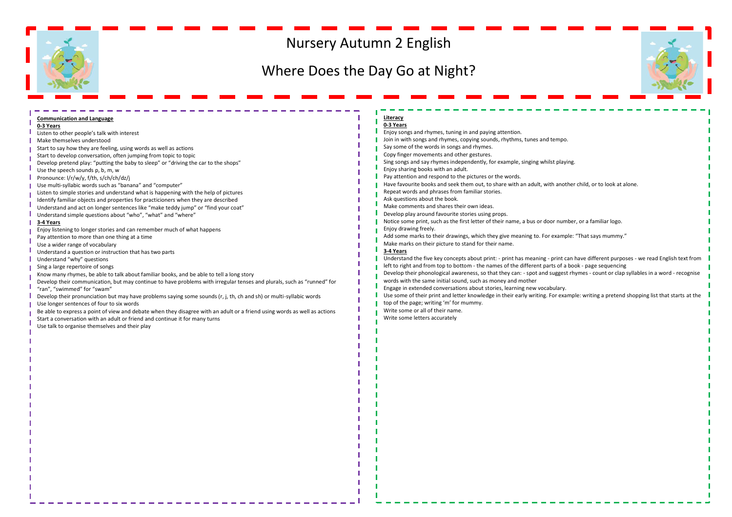# Nursery Autumn 2 English

## Where Does the Day Go at Night?

### Communication and Language

**0-3 Years**

Listen to other people's talk with interest
Make themselves understood
Start to say how they are feeling, using words as well as actions
Start to develop conversation, often jumping from topic to topic
Develop pretend play: "putting the baby to sleep" or "driving the car to the shops"
Use the speech sounds p, b, m, w
Pronounce: l/r/w/y, f/th, s/ch/ch/dz/j
Use multi-syllabic words such as "banana" and "computer"
Listen to simple stories and understand what is happening with the help of pictures
Identify familiar objects and properties for practicioners when they are described
Understand and act on longer sentences like "make teddy jump" or "find your coat"
Understand simple questions about "who", "what" and "where"

**3-4 Years**

Enjoy listening to longer stories and can remember much of what happens
Pay attention to more than one thing at a time
Use a wider range of vocabulary
Understand a question or instruction that has two parts
Understand "why" questions
Sing a large repertoire of songs
Know many rhymes, be able to talk about familiar books, and be able to tell a long story
Develop their communication, but may continue to have problems with irregular tenses and plurals, such as "runned" for "ran", "swimmed" for "swam"
Develop their pronunciation but may have problems saying some sounds (r, j, th, ch and sh) or multi-syllabic words
Use longer sentences of four to six words
Be able to express a point of view and debate when they disagree with an adult or a friend using words as well as actions
Start a conversation with an adult or friend and continue it for many turns
Use talk to organise themselves and their play

### Literacy

**0-3 Years**

Enjoy songs and rhymes, tuning in and paying attention.
Join in with songs and rhymes, copying sounds, rhythms, tunes and tempo.
Say some of the words in songs and rhymes.
Copy finger movements and other gestures.
Sing songs and say rhymes independently, for example, singing whilst playing.
Enjoy sharing books with an adult.
Pay attention and respond to the pictures or the words.
Have favourite books and seek them out, to share with an adult, with another child, or to look at alone.
Repeat words and phrases from familiar stories.
Ask questions about the book.
Make comments and shares their own ideas.
Develop play around favourite stories using props.
Notice some print, such as the first letter of their name, a bus or door number, or a familiar logo.
Enjoy drawing freely.
Add some marks to their drawings, which they give meaning to. For example: "That says mummy."
Make marks on their picture to stand for their name.

**3-4 Years**

Understand the five key concepts about print: - print has meaning - print can have different purposes - we read English text from left to right and from top to bottom - the names of the different parts of a book - page sequencing
Develop their phonological awareness, so that they can: - spot and suggest rhymes - count or clap syllables in a word - recognise words with the same initial sound, such as money and mother
Engage in extended conversations about stories, learning new vocabulary.
Use some of their print and letter knowledge in their early writing. For example: writing a pretend shopping list that starts at the top of the page; writing 'm' for mummy.
Write some or all of their name.
Write some letters accurately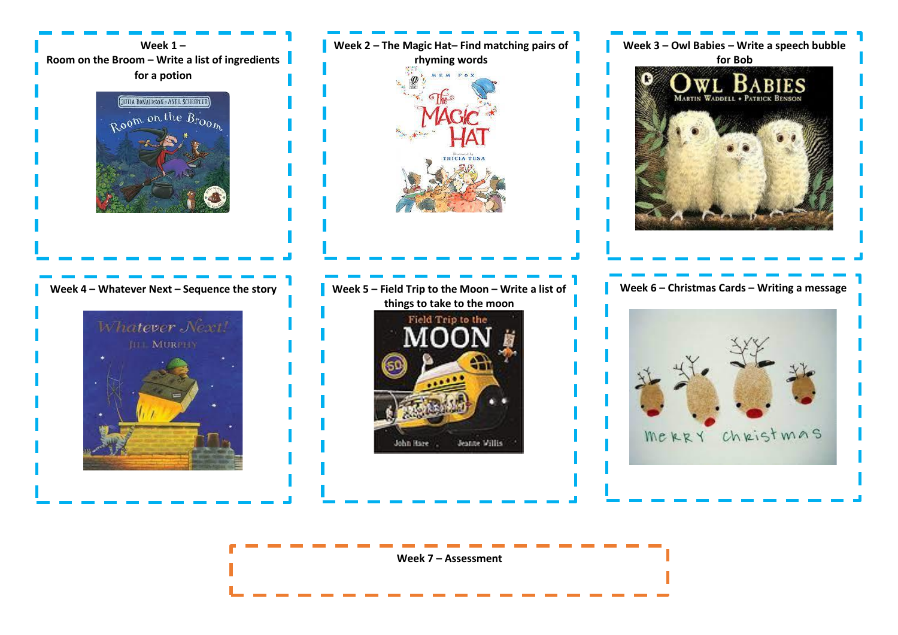**Week 1 – Room on the Broom – Write a list of ingredients for a potion**

**Week 2 – The Magic Hat– Find matching pairs of rhyming words**

**Week 3 – Owl Babies – Write a speech bubble for Bob**

**Week 4 – Whatever Next – Sequence the story**

**Week 5 – Field Trip to the Moon – Write a list of things to take to the moon**

**Week 6 – Christmas Cards – Writing a message**

**Week 7 – Assessment**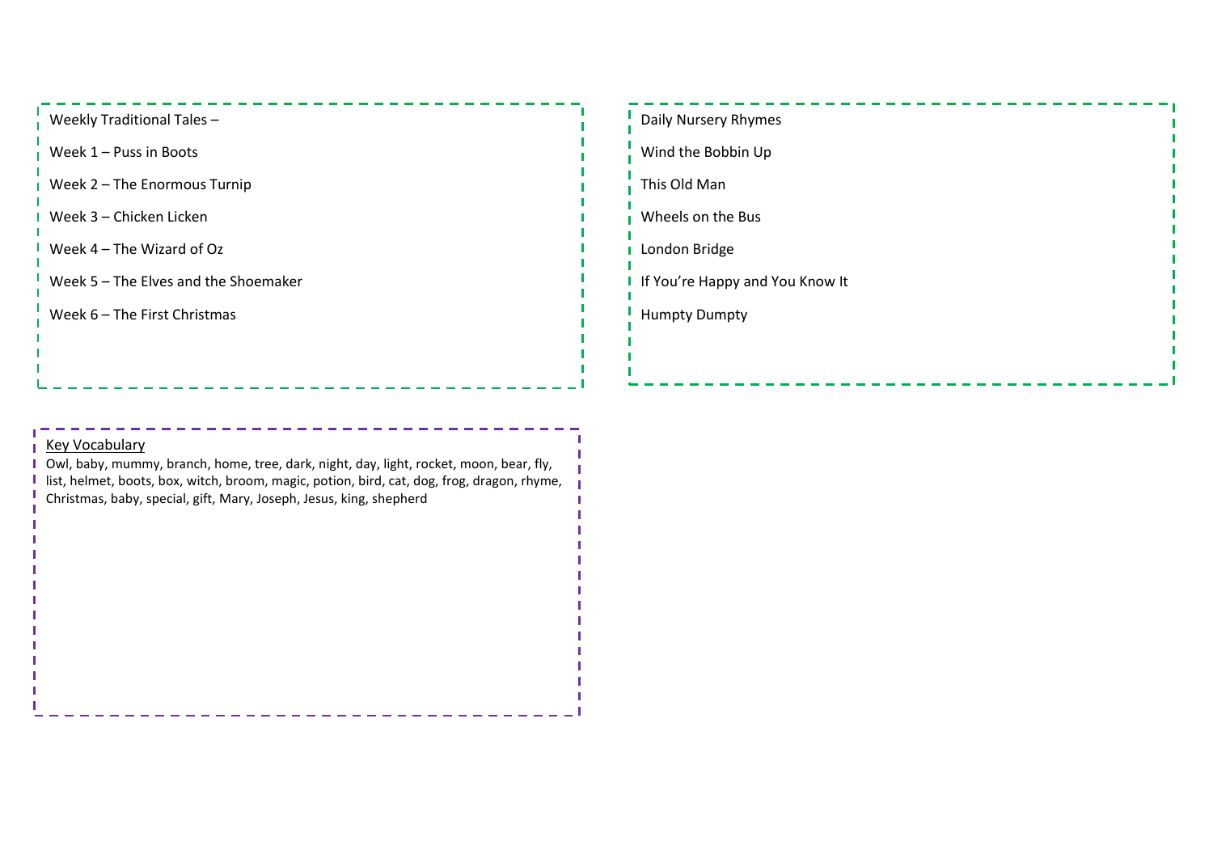Weekly Traditional Tales –

Week 1 – Puss in Boots

Week 2 – The Enormous Turnip

Week 3 – Chicken Licken

Week 4 – The Wizard of Oz

Week 5 – The Elves and the Shoemaker

Week 6 – The First Christmas

Daily Nursery Rhymes

Wind the Bobbin Up

This Old Man

Wheels on the Bus

London Bridge

If You're Happy and You Know It

Humpty Dumpty

<u>Key Vocabulary</u>

Owl, baby, mummy, branch, home, tree, dark, night, day, light, rocket, moon, bear, fly, list, helmet, boots, box, witch, broom, magic, potion, bird, cat, dog, frog, dragon, rhyme, Christmas, baby, special, gift, Mary, Joseph, Jesus, king, shepherd